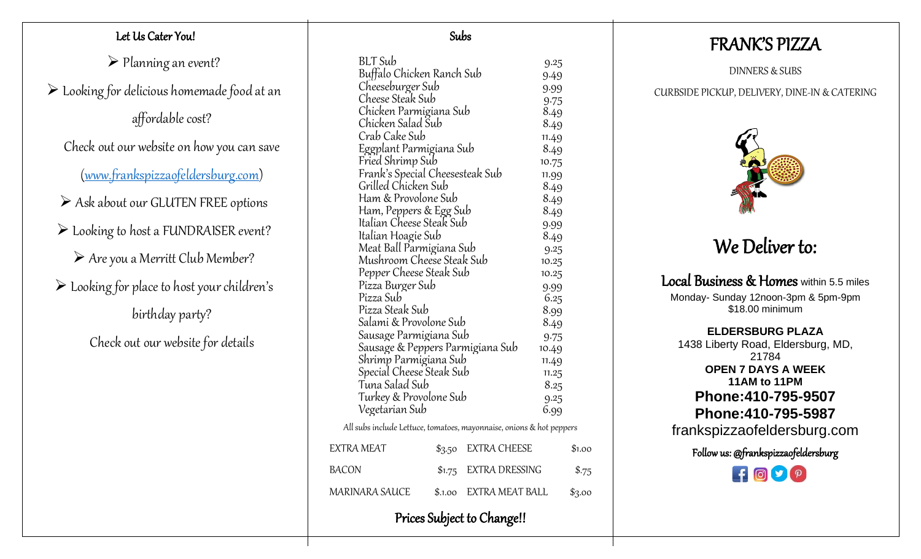## Let Us Cater You!

- Planning an event?
- Looking for delicious homemade food at an affordable cost?

Check out our website on how you can save ([www.frankspizzaofeldersburg.com](http://www.frankspizzaofeldersburg.com))

- Ask about our GLUTEN FREE options
- Looking to host a FUNDRAISER event?
- Are you a Merritt Club Member?
- Looking for place to host your children's birthday party?

Check out our website for details

## Subs

| Sub | Price |
|---|---|
| BLT Sub | 9.25 |
| Buffalo Chicken Ranch Sub | 9.49 |
| Cheeseburger Sub | 9.99 |
| Cheese Steak Sub | 9.75 |
| Chicken Parmigiana Sub | 8.49 |
| Chicken Salad Sub | 8.49 |
| Crab Cake Sub | 11.49 |
| Eggplant Parmigiana Sub | 8.49 |
| Fried Shrimp Sub | 10.75 |
| Frank's Special Cheesesteak Sub | 11.99 |
| Grilled Chicken Sub | 8.49 |
| Ham & Provolone Sub | 8.49 |
| Ham, Peppers & Egg Sub | 8.49 |
| Italian Cheese Steak Sub | 9.99 |
| Italian Hoagie Sub | 8.49 |
| Meat Ball Parmigiana Sub | 9.25 |
| Mushroom Cheese Steak Sub | 10.25 |
| Pepper Cheese Steak Sub | 10.25 |
| Pizza Burger Sub | 9.99 |
| Pizza Sub | 6.25 |
| Pizza Steak Sub | 8.99 |
| Salami & Provolone Sub | 8.49 |
| Sausage Parmigiana Sub | 9.75 |
| Sausage & Peppers Parmigiana Sub | 10.49 |
| Shrimp Parmigiana Sub | 11.49 |
| Special Cheese Steak Sub | 11.25 |
| Tuna Salad Sub | 8.25 |
| Turkey & Provolone Sub | 9.25 |
| Vegetarian Sub | 6.99 |

All subs include Lettuce, tomatoes, mayonnaise, onions & hot peppers

| | | | |
|---|---|---|---|
| EXTRA MEAT | $3.50 | EXTRA CHEESE | $1.00 |
| BACON | $1.75 | EXTRA DRESSING | $.75 |
| MARINARA SAUCE | $.1.00 | EXTRA MEAT BALL | $3.00 |

**Prices Subject to Change!!**

# FRANK'S PIZZA

DINNERS & SUBS

CURBSIDE PICKUP, DELIVERY, DINE-IN & CATERING

## We Deliver to:

**Local Business & Homes** within 5.5 miles

Monday- Sunday 12noon-3pm & 5pm-9pm
$18.00 minimum

**ELDERSBURG PLAZA**
1438 Liberty Road, Eldersburg, MD, 21784
**OPEN 7 DAYS A WEEK**
**11AM to 11PM**
**Phone:410-795-9507**
**Phone:410-795-5987**
frankspizzaofeldersburg.com

**Follow us: @frankspizzaofeldersburg**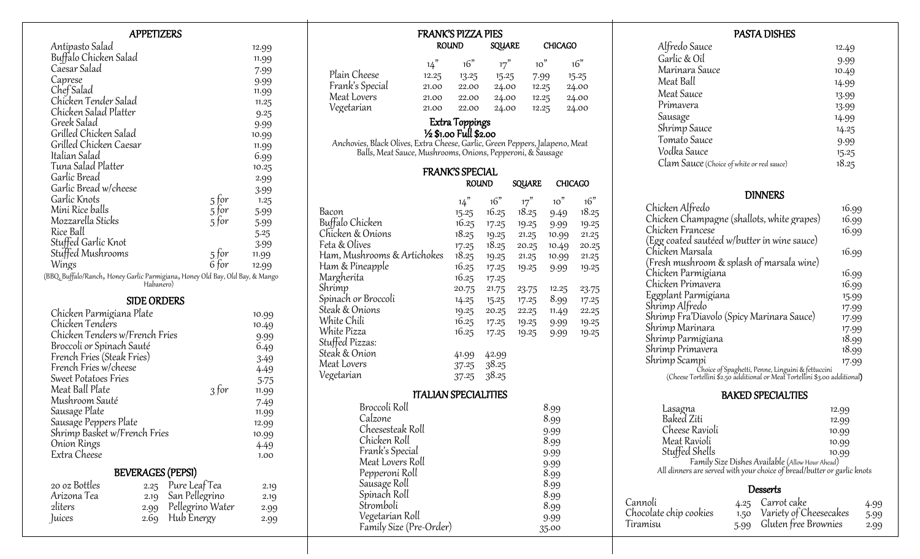## APPETIZERS

| | | |
|---|---|---|
| Antipasto Salad | | 12.99 |
| Buffalo Chicken Salad | | 11.99 |
| Caesar Salad | | 7.99 |
| Caprese | | 9.99 |
| Chef Salad | | 11.99 |
| Chicken Tender Salad | | 11.25 |
| Chicken Salad Platter | | 9.25 |
| Greek Salad | | 9.99 |
| Grilled Chicken Salad | | 10.99 |
| Grilled Chicken Caesar | | 11.99 |
| Italian Salad | | 6.99 |
| Tuna Salad Platter | | 10.25 |
| Garlic Bread | | 2.99 |
| Garlic Bread w/cheese | | 3.99 |
| Garlic Knots | 5 for | 1.25 |
| Mini Rice balls | 5 for | 5.99 |
| Mozzarella Sticks | 5 for | 5.99 |
| Rice Ball | | 5.25 |
| Stuffed Garlic Knot | | 3.99 |
| Stuffed Mushrooms | 5 for | 11.99 |
| Wings | 6 for | 12.99 |

(BBQ, Buffalo/Ranch, Honey Garlic Parmigiana, Honey Old Bay, Old Bay, & Mango Habanero)

## SIDE ORDERS

| | | |
|---|---|---|
| Chicken Parmigiana Plate | | 10.99 |
| Chicken Tenders | | 10.49 |
| Chicken Tenders w/French Fries | | 9.99 |
| Broccoli or Spinach Sauté | | 6.49 |
| French Fries (Steak Fries) | | 3.49 |
| French Fries w/cheese | | 4.49 |
| Sweet Potatoes Fries | | 5.75 |
| Meat Ball Plate | 3 for | 11.99 |
| Mushroom Sauté | | 7.49 |
| Sausage Plate | | 11.99 |
| Sausage Peppers Plate | | 12.99 |
| Shrimp Basket w/French Fries | | 10.99 |
| Onion Rings | | 4.49 |
| Extra Cheese | | 1.00 |

## BEVERAGES (PEPSI)

| | | | |
|---|---|---|---|
| 20 oz Bottles | 2.25 | Pure Leaf Tea | 2.19 |
| Arizona Tea | 2.19 | San Pellegrino | 2.19 |
| 2liters | 2.99 | Pellegrino Water | 2.99 |
| Juices | 2.69 | Hub Energy | 2.99 |

## FRANK'S PIZZA PIES

| | ROUND | | SQUARE | CHICAGO | |
|---|---|---|---|---|---|
| | 14" | 16" | 17" | 10" | 16" |
| Plain Cheese | 12.25 | 13.25 | 15.25 | 7.99 | 15.25 |
| Frank's Special | 21.00 | 22.00 | 24.00 | 12.25 | 24.00 |
| Meat Lovers | 21.00 | 22.00 | 24.00 | 12.25 | 24.00 |
| Vegetarian | 21.00 | 22.00 | 24.00 | 12.25 | 24.00 |

**Extra Toppings**
**½ $1.00 Full $2.00**

Anchovies, Black Olives, Extra Cheese, Garlic, Green Peppers, Jalapeno, Meat Balls, Meat Sauce, Mushrooms, Onions, Pepperoni, & Sausage

## FRANK'S SPECIAL

| | ROUND | | SQUARE | CHICAGO | |
|---|---|---|---|---|---|
| | 14" | 16" | 17" | 10" | 16" |
| Bacon | 15.25 | 16.25 | 18.25 | 9.49 | 18.25 |
| Buffalo Chicken | 16.25 | 17.25 | 19.25 | 9.99 | 19.25 |
| Chicken & Onions | 18.25 | 19.25 | 21.25 | 10.99 | 21.25 |
| Feta & Olives | 17.25 | 18.25 | 20.25 | 10.49 | 20.25 |
| Ham, Mushrooms & Artichokes | 18.25 | 19.25 | 21.25 | 10.99 | 21.25 |
| Ham & Pineapple | 16.25 | 17.25 | 19.25 | 9.99 | 19.25 |
| Margherita | 16.25 | 17.25 | | | |
| Shrimp | 20.75 | 21.75 | 23.75 | 12.25 | 23.75 |
| Spinach or Broccoli | 14.25 | 15.25 | 17.25 | 8.99 | 17.25 |
| Steak & Onions | 19.25 | 20.25 | 22.25 | 11.49 | 22.25 |
| White Chili | 16.25 | 17.25 | 19.25 | 9.99 | 19.25 |
| White Pizza | 16.25 | 17.25 | 19.25 | 9.99 | 19.25 |
| Stuffed Pizzas: | | | | | |
| Steak & Onion | 41.99 | 42.99 | | | |
| Meat Lovers | 37.25 | 38.25 | | | |
| Vegetarian | 37.25 | 38.25 | | | |

## ITALIAN SPECIALITIES

| | |
|---|---|
| Broccoli Roll | 8.99 |
| Calzone | 8.99 |
| Cheesesteak Roll | 9.99 |
| Chicken Roll | 8.99 |
| Frank's Special | 9.99 |
| Meat Lovers Roll | 9.99 |
| Pepperoni Roll | 8.99 |
| Sausage Roll | 8.99 |
| Spinach Roll | 8.99 |
| Stromboli | 8.99 |
| Vegetarian Roll | 9.99 |
| Family Size (Pre-Order) | 35.00 |

## PASTA DISHES

| | |
|---|---|
| Alfredo Sauce | 12.49 |
| Garlic & Oil | 9.99 |
| Marinara Sauce | 10.49 |
| Meat Ball | 14.99 |
| Meat Sauce | 13.99 |
| Primavera | 13.99 |
| Sausage | 14.99 |
| Shrimp Sauce | 14.25 |
| Tomato Sauce | 9.99 |
| Vodka Sauce | 15.25 |
| Clam Sauce (Choice of white or red sauce) | 18.25 |

## DINNERS

| | |
|---|---|
| Chicken Alfredo | 16.99 |
| Chicken Champagne (shallots, white grapes) | 16.99 |
| Chicken Francese (Egg coated sautéed w/butter in wine sauce) | 16.99 |
| Chicken Marsala (Fresh mushroom & splash of marsala wine) | 16.99 |
| Chicken Parmigiana | 16.99 |
| Chicken Primavera | 16.99 |
| Eggplant Parmigiana | 15.99 |
| Shrimp Alfredo | 17.99 |
| Shrimp Fra'Diavolo (Spicy Marinara Sauce) | 17.99 |
| Shrimp Marinara | 17.99 |
| Shrimp Parmigiana | 18.99 |
| Shrimp Primavera | 18.99 |
| Shrimp Scampi | 17.99 |

Choice of Spaghetti, Penne, Linguini & fettuccini
(Cheese Tortellini $2.50 additional or Meat Tortellini $3.00 additional)

## BAKED SPECIALTIES

| | |
|---|---|
| Lasagna | 12.99 |
| Baked Ziti | 12.99 |
| Cheese Ravioli | 10.99 |
| Meat Ravioli | 10.99 |
| Stuffed Shells | 10.99 |

Family Size Dishes Available (Allow Hour Ahead)
All dinners are served with your choice of bread/butter or garlic knots

## Desserts

| | | | |
|---|---|---|---|
| Cannoli | 4.25 | Carrot cake | 4.99 |
| Chocolate chip cookies | 1.50 | Variety of Cheesecakes | 5.99 |
| Tiramisu | 5.99 | Gluten free Brownies | 2.99 |